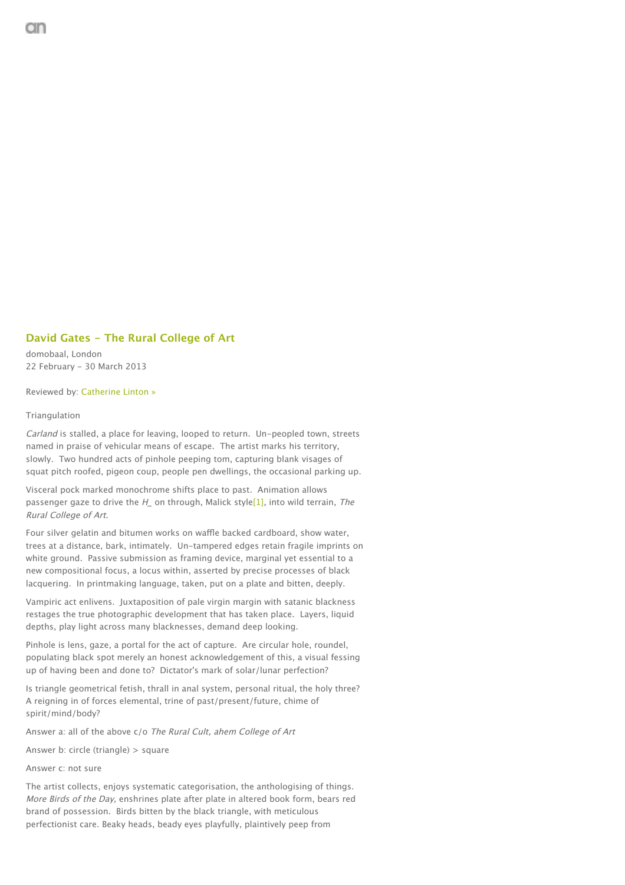## David Gates - The Rural College of Art

domobaal, London
22 February - 30 March 2013

Reviewed by: Catherine Linton »

Triangulation

*Carland* is stalled, a place for leaving, looped to return.  Un-peopled town, streets named in praise of vehicular means of escape.  The artist marks his territory, slowly.  Two hundred acts of pinhole peeping tom, capturing blank visages of squat pitch roofed, pigeon coup, people pen dwellings, the occasional parking up.

Visceral pock marked monochrome shifts place to past.  Animation allows passenger gaze to drive the *H_* on through, Malick style[1], into wild terrain, *The Rural College of Art.*

Four silver gelatin and bitumen works on waffle backed cardboard, show water, trees at a distance, bark, intimately.  Un-tampered edges retain fragile imprints on white ground.  Passive submission as framing device, marginal yet essential to a new compositional focus, a locus within, asserted by precise processes of black lacquering.  In printmaking language, taken, put on a plate and bitten, deeply.

Vampiric act enlivens.  Juxtaposition of pale virgin margin with satanic blackness restages the true photographic development that has taken place.  Layers, liquid depths, play light across many blacknesses, demand deep looking.

Pinhole is lens, gaze, a portal for the act of capture.  Are circular hole, roundel, populating black spot merely an honest acknowledgement of this, a visual fessing up of having been and done to?  Dictator's mark of solar/lunar perfection?

Is triangle geometrical fetish, thrall in anal system, personal ritual, the holy three?  A reigning in of forces elemental, trine of past/present/future, chime of spirit/mind/body?

Answer a: all of the above c/o *The Rural Cult, ahem College of Art*

Answer b: circle (triangle) > square

Answer c: not sure

The artist collects, enjoys systematic categorisation, the anthologising of things. *More Birds of the Day,* enshrines plate after plate in altered book form, bears red brand of possession.  Birds bitten by the black triangle, with meticulous perfectionist care. Beaky heads, beady eyes playfully, plaintively peep from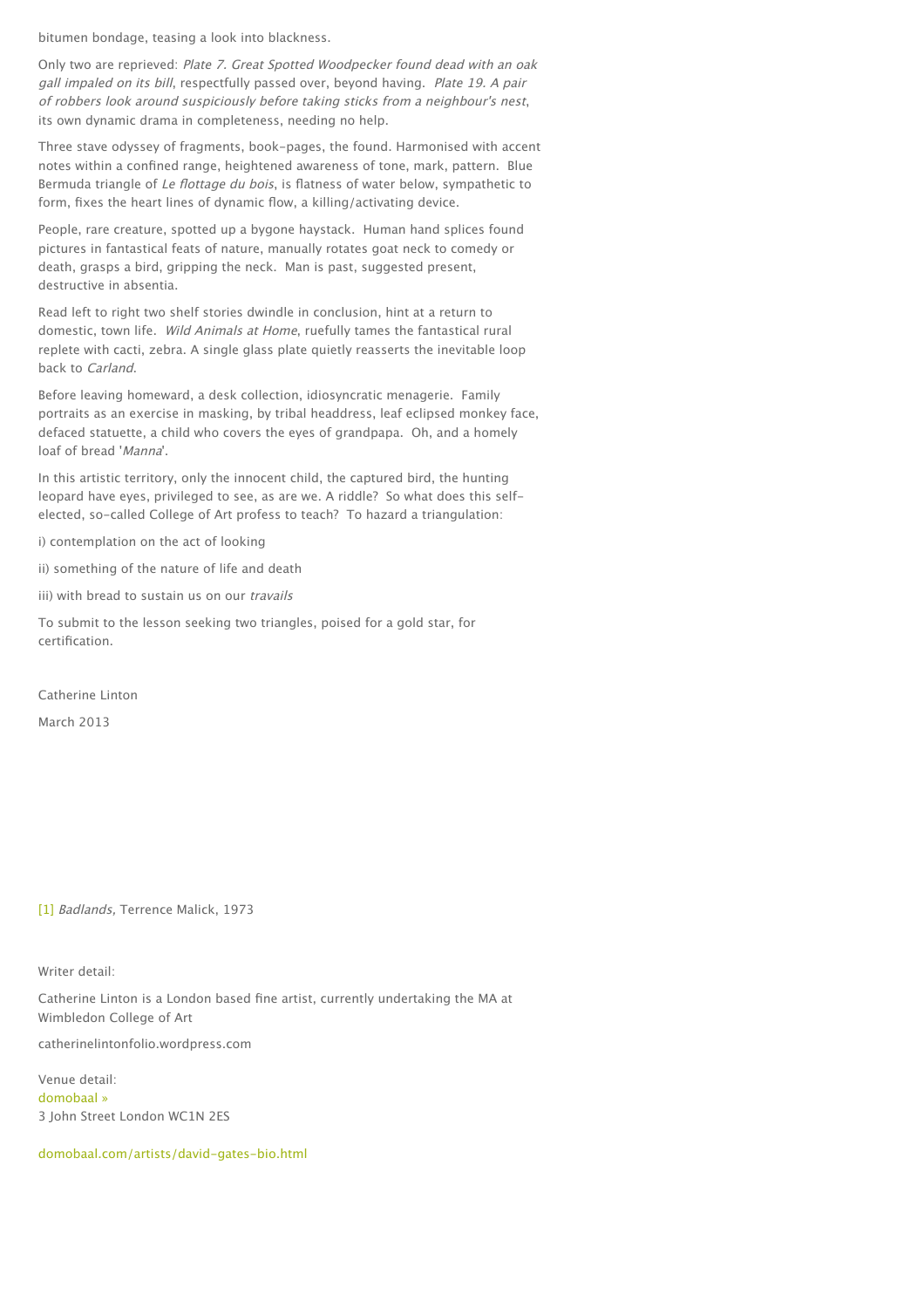bitumen bondage, teasing a look into blackness.

Only two are reprieved: *Plate 7. Great Spotted Woodpecker found dead with an oak gall impaled on its bill*, respectfully passed over, beyond having. *Plate 19. A pair of robbers look around suspiciously before taking sticks from a neighbour's nest*, its own dynamic drama in completeness, needing no help.

Three stave odyssey of fragments, book-pages, the found. Harmonised with accent notes within a confined range, heightened awareness of tone, mark, pattern. Blue Bermuda triangle of *Le flottage du bois*, is flatness of water below, sympathetic to form, fixes the heart lines of dynamic flow, a killing/activating device.

People, rare creature, spotted up a bygone haystack. Human hand splices found pictures in fantastical feats of nature, manually rotates goat neck to comedy or death, grasps a bird, gripping the neck. Man is past, suggested present, destructive in absentia.

Read left to right two shelf stories dwindle in conclusion, hint at a return to domestic, town life. *Wild Animals at Home*, ruefully tames the fantastical rural replete with cacti, zebra. A single glass plate quietly reasserts the inevitable loop back to *Carland.*

Before leaving homeward, a desk collection, idiosyncratic menagerie. Family portraits as an exercise in masking, by tribal headdress, leaf eclipsed monkey face, defaced statuette, a child who covers the eyes of grandpapa. Oh, and a homely loaf of bread '*Manna*'.

In this artistic territory, only the innocent child, the captured bird, the hunting leopard have eyes, privileged to see, as are we. A riddle? So what does this self-elected, so-called College of Art profess to teach? To hazard a triangulation:

i) contemplation on the act of looking

ii) something of the nature of life and death

iii) with bread to sustain us on our *travails*

To submit to the lesson seeking two triangles, poised for a gold star, for certification.

Catherine Linton

March 2013

[1] *Badlands,* Terrence Malick, 1973

Writer detail:

Catherine Linton is a London based fine artist, currently undertaking the MA at Wimbledon College of Art

catherinelintonfolio.wordpress.com

Venue detail:
domobaal »
3 John Street London WC1N 2ES

domobaal.com/artists/david-gates-bio.html